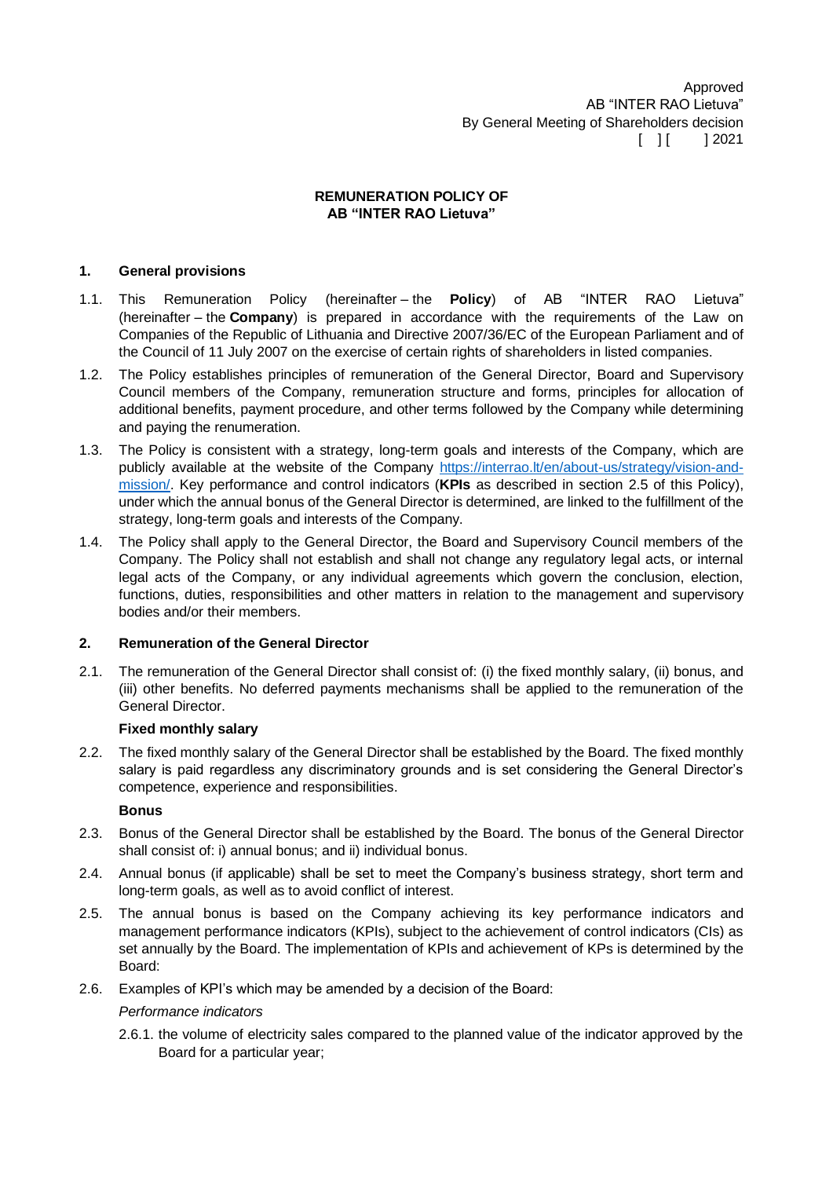Approved
AB “INTER RAO Lietuva”
By General Meeting of Shareholders decision
[ ] [ ] 2021

# REMUNERATION POLICY OF AB “INTER RAO Lietuva”

## 1. General provisions

1.1. This Remuneration Policy (hereinafter – the **Policy**) of AB “INTER RAO Lietuva” (hereinafter – the **Company**) is prepared in accordance with the requirements of the Law on Companies of the Republic of Lithuania and Directive 2007/36/EC of the European Parliament and of the Council of 11 July 2007 on the exercise of certain rights of shareholders in listed companies.

1.2. The Policy establishes principles of remuneration of the General Director, Board and Supervisory Council members of the Company, remuneration structure and forms, principles for allocation of additional benefits, payment procedure, and other terms followed by the Company while determining and paying the renumeration.

1.3. The Policy is consistent with a strategy, long-term goals and interests of the Company, which are publicly available at the website of the Company [https://interrao.lt/en/about-us/strategy/vision-and-mission/](https://interrao.lt/en/about-us/strategy/vision-and-mission/). Key performance and control indicators (**KPIs** as described in section 2.5 of this Policy), under which the annual bonus of the General Director is determined, are linked to the fulfillment of the strategy, long-term goals and interests of the Company.

1.4. The Policy shall apply to the General Director, the Board and Supervisory Council members of the Company. The Policy shall not establish and shall not change any regulatory legal acts, or internal legal acts of the Company, or any individual agreements which govern the conclusion, election, functions, duties, responsibilities and other matters in relation to the management and supervisory bodies and/or their members.

## 2. Remuneration of the General Director

2.1. The remuneration of the General Director shall consist of: (i) the fixed monthly salary, (ii) bonus, and (iii) other benefits. No deferred payments mechanisms shall be applied to the remuneration of the General Director.

**Fixed monthly salary**

2.2. The fixed monthly salary of the General Director shall be established by the Board. The fixed monthly salary is paid regardless any discriminatory grounds and is set considering the General Director’s competence, experience and responsibilities.

**Bonus**

2.3. Bonus of the General Director shall be established by the Board. The bonus of the General Director shall consist of: i) annual bonus; and ii) individual bonus.

2.4. Annual bonus (if applicable) shall be set to meet the Company’s business strategy, short term and long-term goals, as well as to avoid conflict of interest.

2.5. The annual bonus is based on the Company achieving its key performance indicators and management performance indicators (KPIs), subject to the achievement of control indicators (CIs) as set annually by the Board. The implementation of KPIs and achievement of KPs is determined by the Board:

2.6. Examples of KPI’s which may be amended by a decision of the Board:

*Performance indicators*

2.6.1. the volume of electricity sales compared to the planned value of the indicator approved by the Board for a particular year;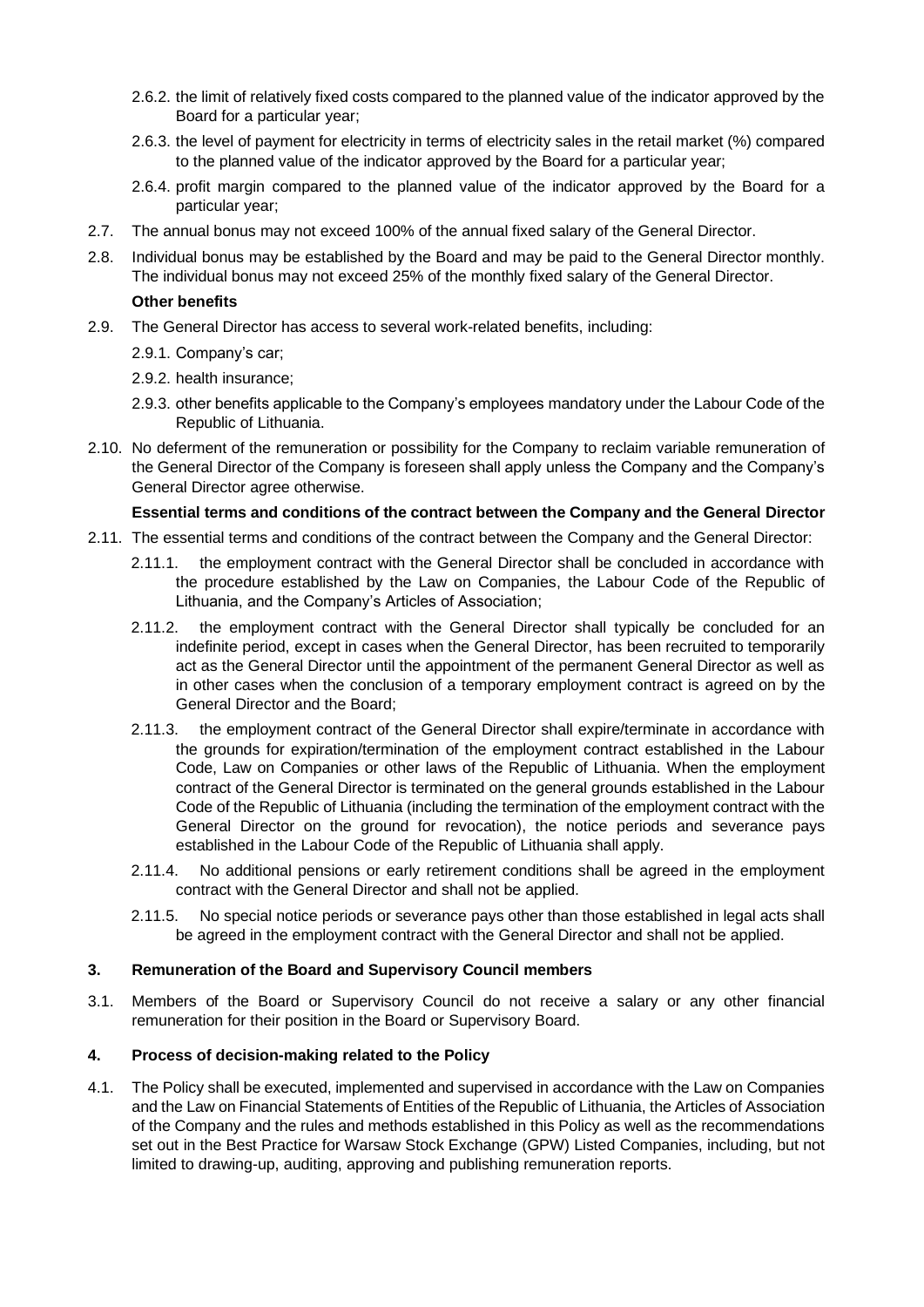2.6.2. the limit of relatively fixed costs compared to the planned value of the indicator approved by the Board for a particular year;

2.6.3. the level of payment for electricity in terms of electricity sales in the retail market (%) compared to the planned value of the indicator approved by the Board for a particular year;

2.6.4. profit margin compared to the planned value of the indicator approved by the Board for a particular year;

2.7. The annual bonus may not exceed 100% of the annual fixed salary of the General Director.

2.8. Individual bonus may be established by the Board and may be paid to the General Director monthly. The individual bonus may not exceed 25% of the monthly fixed salary of the General Director.

**Other benefits**

2.9. The General Director has access to several work-related benefits, including:

2.9.1. Company's car;

2.9.2. health insurance;

2.9.3. other benefits applicable to the Company's employees mandatory under the Labour Code of the Republic of Lithuania.

2.10. No deferment of the remuneration or possibility for the Company to reclaim variable remuneration of the General Director of the Company is foreseen shall apply unless the Company and the Company's General Director agree otherwise.

**Essential terms and conditions of the contract between the Company and the General Director**

2.11. The essential terms and conditions of the contract between the Company and the General Director:

2.11.1. the employment contract with the General Director shall be concluded in accordance with the procedure established by the Law on Companies, the Labour Code of the Republic of Lithuania, and the Company's Articles of Association;

2.11.2. the employment contract with the General Director shall typically be concluded for an indefinite period, except in cases when the General Director, has been recruited to temporarily act as the General Director until the appointment of the permanent General Director as well as in other cases when the conclusion of a temporary employment contract is agreed on by the General Director and the Board;

2.11.3. the employment contract of the General Director shall expire/terminate in accordance with the grounds for expiration/termination of the employment contract established in the Labour Code, Law on Companies or other laws of the Republic of Lithuania. When the employment contract of the General Director is terminated on the general grounds established in the Labour Code of the Republic of Lithuania (including the termination of the employment contract with the General Director on the ground for revocation), the notice periods and severance pays established in the Labour Code of the Republic of Lithuania shall apply.

2.11.4. No additional pensions or early retirement conditions shall be agreed in the employment contract with the General Director and shall not be applied.

2.11.5. No special notice periods or severance pays other than those established in legal acts shall be agreed in the employment contract with the General Director and shall not be applied.

## 3. Remuneration of the Board and Supervisory Council members

3.1. Members of the Board or Supervisory Council do not receive a salary or any other financial remuneration for their position in the Board or Supervisory Board.

## 4. Process of decision-making related to the Policy

4.1. The Policy shall be executed, implemented and supervised in accordance with the Law on Companies and the Law on Financial Statements of Entities of the Republic of Lithuania, the Articles of Association of the Company and the rules and methods established in this Policy as well as the recommendations set out in the Best Practice for Warsaw Stock Exchange (GPW) Listed Companies, including, but not limited to drawing-up, auditing, approving and publishing remuneration reports.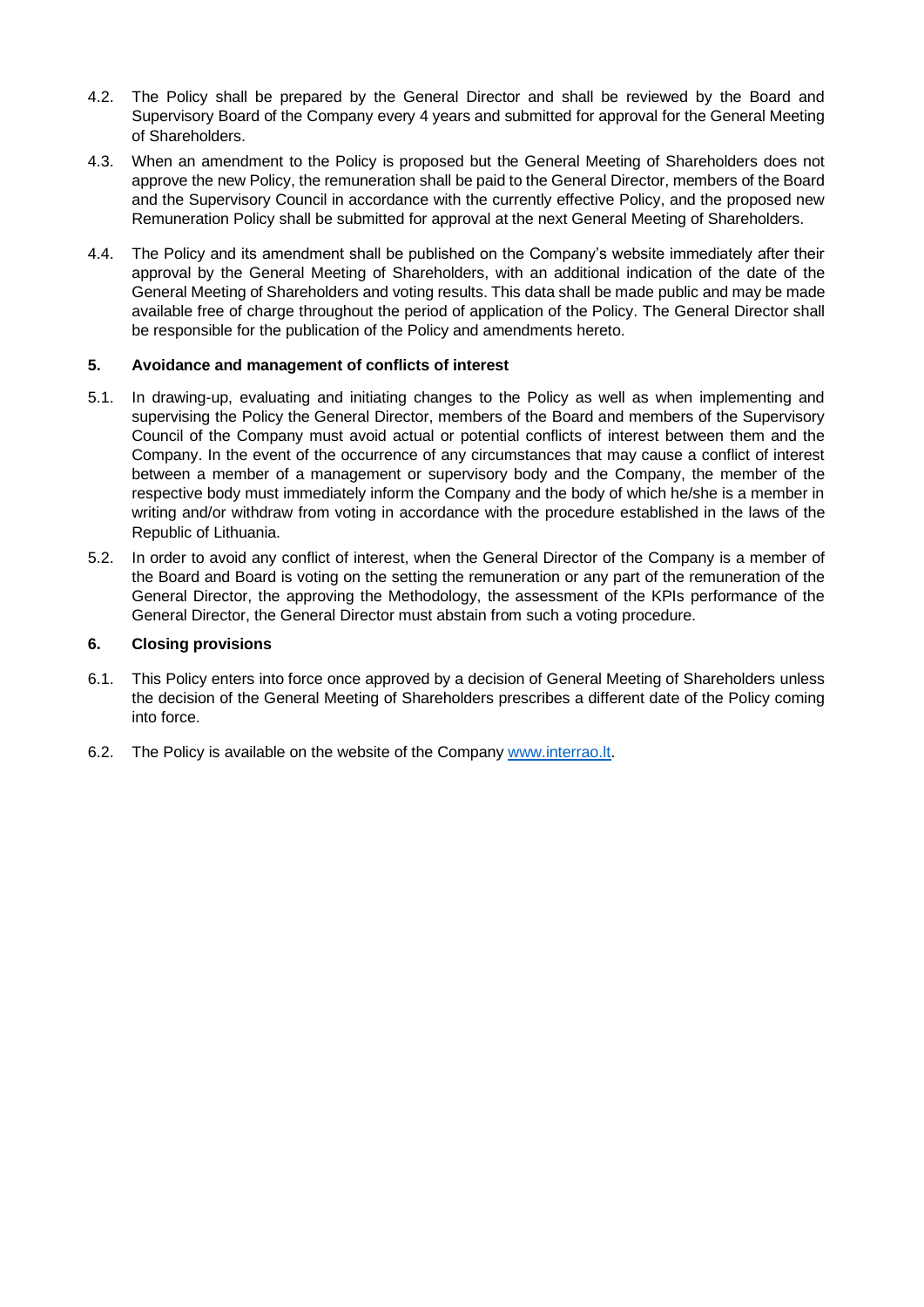4.2. The Policy shall be prepared by the General Director and shall be reviewed by the Board and Supervisory Board of the Company every 4 years and submitted for approval for the General Meeting of Shareholders.

4.3. When an amendment to the Policy is proposed but the General Meeting of Shareholders does not approve the new Policy, the remuneration shall be paid to the General Director, members of the Board and the Supervisory Council in accordance with the currently effective Policy, and the proposed new Remuneration Policy shall be submitted for approval at the next General Meeting of Shareholders.

4.4. The Policy and its amendment shall be published on the Company's website immediately after their approval by the General Meeting of Shareholders, with an additional indication of the date of the General Meeting of Shareholders and voting results. This data shall be made public and may be made available free of charge throughout the period of application of the Policy. The General Director shall be responsible for the publication of the Policy and amendments hereto.

## 5. Avoidance and management of conflicts of interest

5.1. In drawing-up, evaluating and initiating changes to the Policy as well as when implementing and supervising the Policy the General Director, members of the Board and members of the Supervisory Council of the Company must avoid actual or potential conflicts of interest between them and the Company. In the event of the occurrence of any circumstances that may cause a conflict of interest between a member of a management or supervisory body and the Company, the member of the respective body must immediately inform the Company and the body of which he/she is a member in writing and/or withdraw from voting in accordance with the procedure established in the laws of the Republic of Lithuania.

5.2. In order to avoid any conflict of interest, when the General Director of the Company is a member of the Board and Board is voting on the setting the remuneration or any part of the remuneration of the General Director, the approving the Methodology, the assessment of the KPIs performance of the General Director, the General Director must abstain from such a voting procedure.

## 6. Closing provisions

6.1. This Policy enters into force once approved by a decision of General Meeting of Shareholders unless the decision of the General Meeting of Shareholders prescribes a different date of the Policy coming into force.

6.2. The Policy is available on the website of the Company [www.interrao.lt](http://www.interrao.lt).